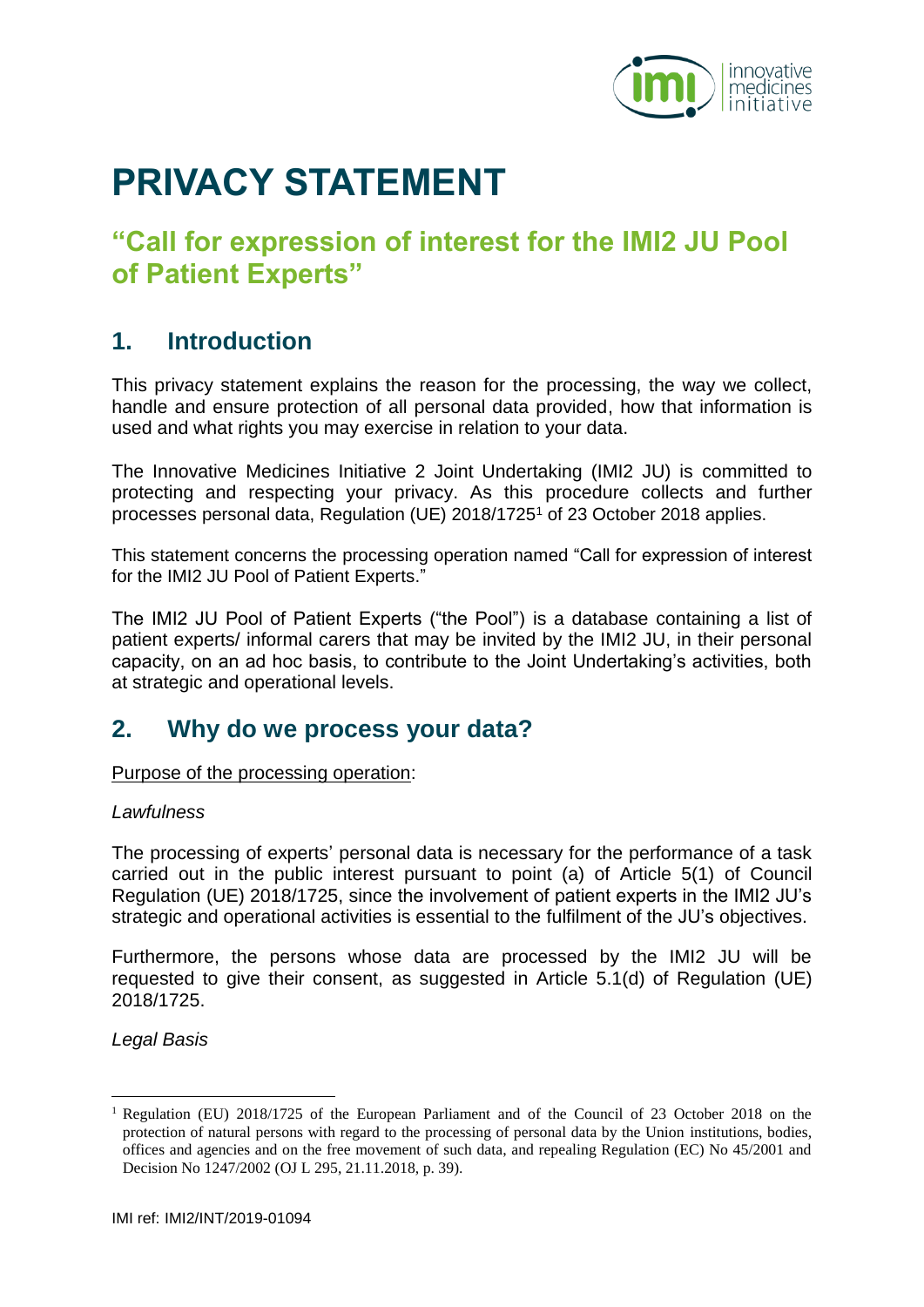# PRIVACY STATEMENT

## "Call for expression of interest for the IMI2 JU Pool of Patient Experts"

## 1. Introduction

This privacy statement explains the reason for the processing, the way we collect, handle and ensure protection of all personal data provided, how that information is used and what rights you may exercise in relation to your data.

The Innovative Medicines Initiative 2 Joint Undertaking (IMI2 JU) is committed to protecting and respecting your privacy. As this procedure collects and further processes personal data, Regulation (UE) 2018/1725[1] of 23 October 2018 applies.

This statement concerns the processing operation named "Call for expression of interest for the IMI2 JU Pool of Patient Experts."

The IMI2 JU Pool of Patient Experts ("the Pool") is a database containing a list of patient experts/ informal carers that may be invited by the IMI2 JU, in their personal capacity, on an ad hoc basis, to contribute to the Joint Undertaking's activities, both at strategic and operational levels.

## 2. Why do we process your data?

Purpose of the processing operation:

*Lawfulness*

The processing of experts' personal data is necessary for the performance of a task carried out in the public interest pursuant to point (a) of Article 5(1) of Council Regulation (UE) 2018/1725, since the involvement of patient experts in the IMI2 JU's strategic and operational activities is essential to the fulfilment of the JU's objectives.

Furthermore, the persons whose data are processed by the IMI2 JU will be requested to give their consent, as suggested in Article 5.1(d) of Regulation (UE) 2018/1725.

*Legal Basis*

[1] Regulation (EU) 2018/1725 of the European Parliament and of the Council of 23 October 2018 on the protection of natural persons with regard to the processing of personal data by the Union institutions, bodies, offices and agencies and on the free movement of such data, and repealing Regulation (EC) No 45/2001 and Decision No 1247/2002 (OJ L 295, 21.11.2018, p. 39).

IMI ref: IMI2/INT/2019-01094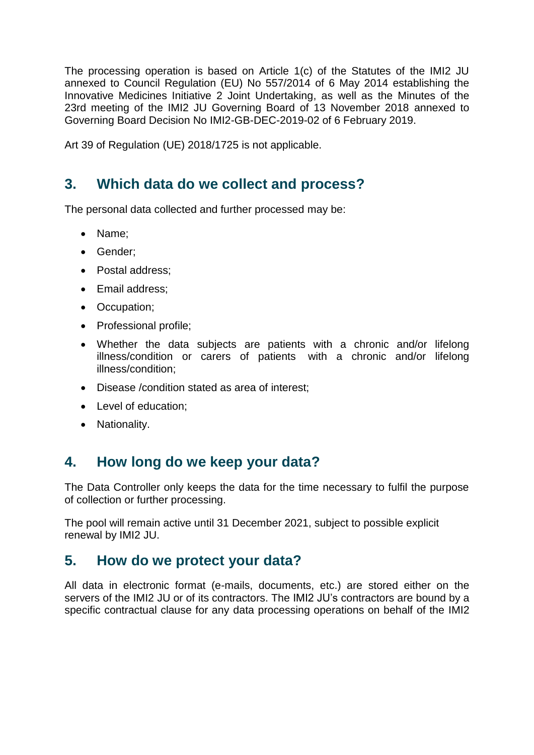The processing operation is based on Article 1(c) of the Statutes of the IMI2 JU annexed to Council Regulation (EU) No 557/2014 of 6 May 2014 establishing the Innovative Medicines Initiative 2 Joint Undertaking, as well as the Minutes of the 23rd meeting of the IMI2 JU Governing Board of 13 November 2018 annexed to Governing Board Decision No IMI2-GB-DEC-2019-02 of 6 February 2019.

Art 39 of Regulation (UE) 2018/1725 is not applicable.

## 3. Which data do we collect and process?

The personal data collected and further processed may be:

- Name;
- Gender;
- Postal address;
- Email address;
- Occupation;
- Professional profile;
- Whether the data subjects are patients with a chronic and/or lifelong illness/condition or carers of patients with a chronic and/or lifelong illness/condition;
- Disease /condition stated as area of interest;
- Level of education;
- Nationality.

## 4. How long do we keep your data?

The Data Controller only keeps the data for the time necessary to fulfil the purpose of collection or further processing.

The pool will remain active until 31 December 2021, subject to possible explicit renewal by IMI2 JU.

## 5. How do we protect your data?

All data in electronic format (e-mails, documents, etc.) are stored either on the servers of the IMI2 JU or of its contractors. The IMI2 JU's contractors are bound by a specific contractual clause for any data processing operations on behalf of the IMI2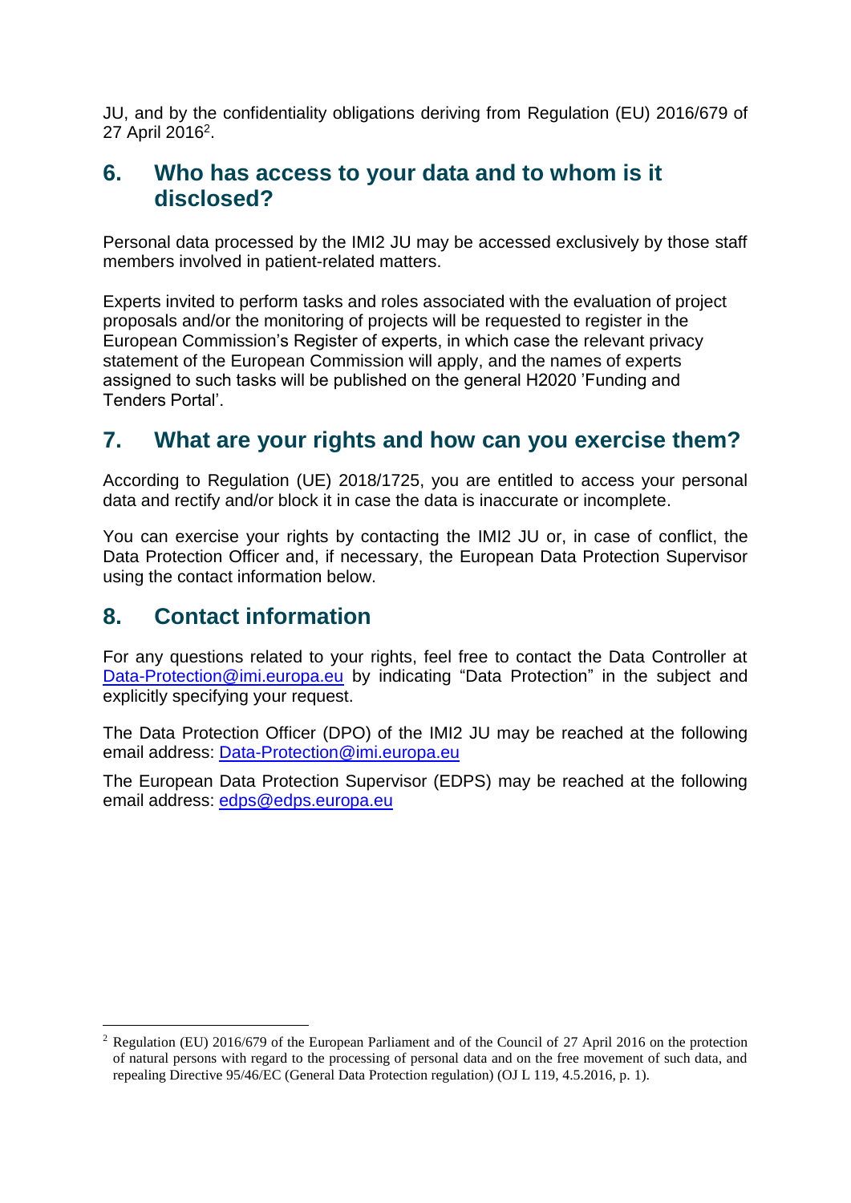JU, and by the confidentiality obligations deriving from Regulation (EU) 2016/679 of 27 April 2016[2].

## 6. Who has access to your data and to whom is it disclosed?

Personal data processed by the IMI2 JU may be accessed exclusively by those staff members involved in patient-related matters.

Experts invited to perform tasks and roles associated with the evaluation of project proposals and/or the monitoring of projects will be requested to register in the European Commission's Register of experts, in which case the relevant privacy statement of the European Commission will apply, and the names of experts assigned to such tasks will be published on the general H2020 'Funding and Tenders Portal'.

## 7. What are your rights and how can you exercise them?

According to Regulation (UE) 2018/1725, you are entitled to access your personal data and rectify and/or block it in case the data is inaccurate or incomplete.

You can exercise your rights by contacting the IMI2 JU or, in case of conflict, the Data Protection Officer and, if necessary, the European Data Protection Supervisor using the contact information below.

## 8. Contact information

For any questions related to your rights, feel free to contact the Data Controller at Data-Protection@imi.europa.eu by indicating "Data Protection" in the subject and explicitly specifying your request.

The Data Protection Officer (DPO) of the IMI2 JU may be reached at the following email address: Data-Protection@imi.europa.eu

The European Data Protection Supervisor (EDPS) may be reached at the following email address: edps@edps.europa.eu

---

[2] Regulation (EU) 2016/679 of the European Parliament and of the Council of 27 April 2016 on the protection of natural persons with regard to the processing of personal data and on the free movement of such data, and repealing Directive 95/46/EC (General Data Protection regulation) (OJ L 119, 4.5.2016, p. 1).